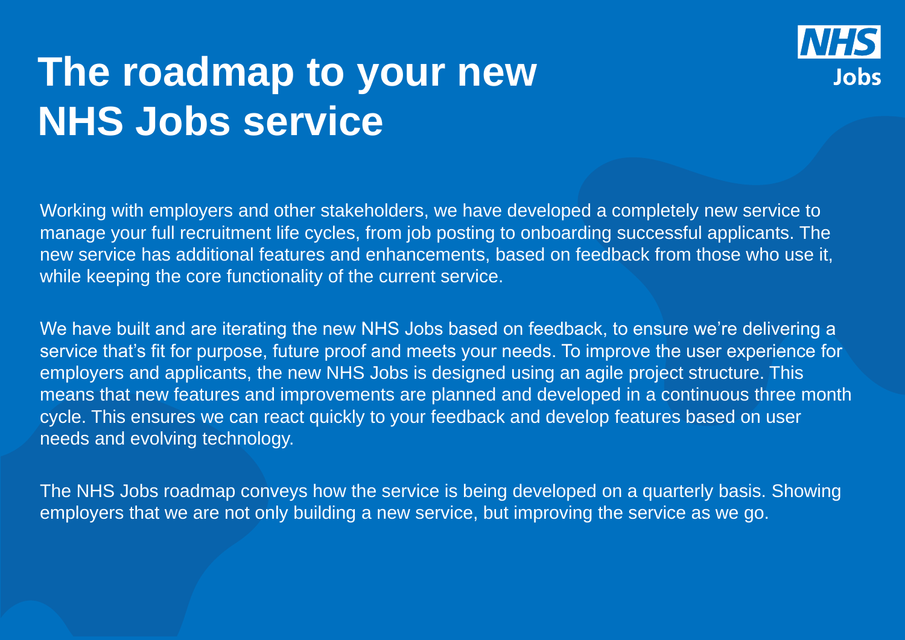# The roadmap to your new NHS Jobs service

Working with employers and other stakeholders, we have developed a completely new service to manage your full recruitment life cycles, from job posting to onboarding successful applicants. The new service has additional features and enhancements, based on feedback from those who use it, while keeping the core functionality of the current service.

We have built and are iterating the new NHS Jobs based on feedback, to ensure we're delivering a service that's fit for purpose, future proof and meets your needs. To improve the user experience for employers and applicants, the new NHS Jobs is designed using an agile project structure. This means that new features and improvements are planned and developed in a continuous three month cycle. This ensures we can react quickly to your feedback and develop features based on user needs and evolving technology.

The NHS Jobs roadmap conveys how the service is being developed on a quarterly basis. Showing employers that we are not only building a new service, but improving the service as we go.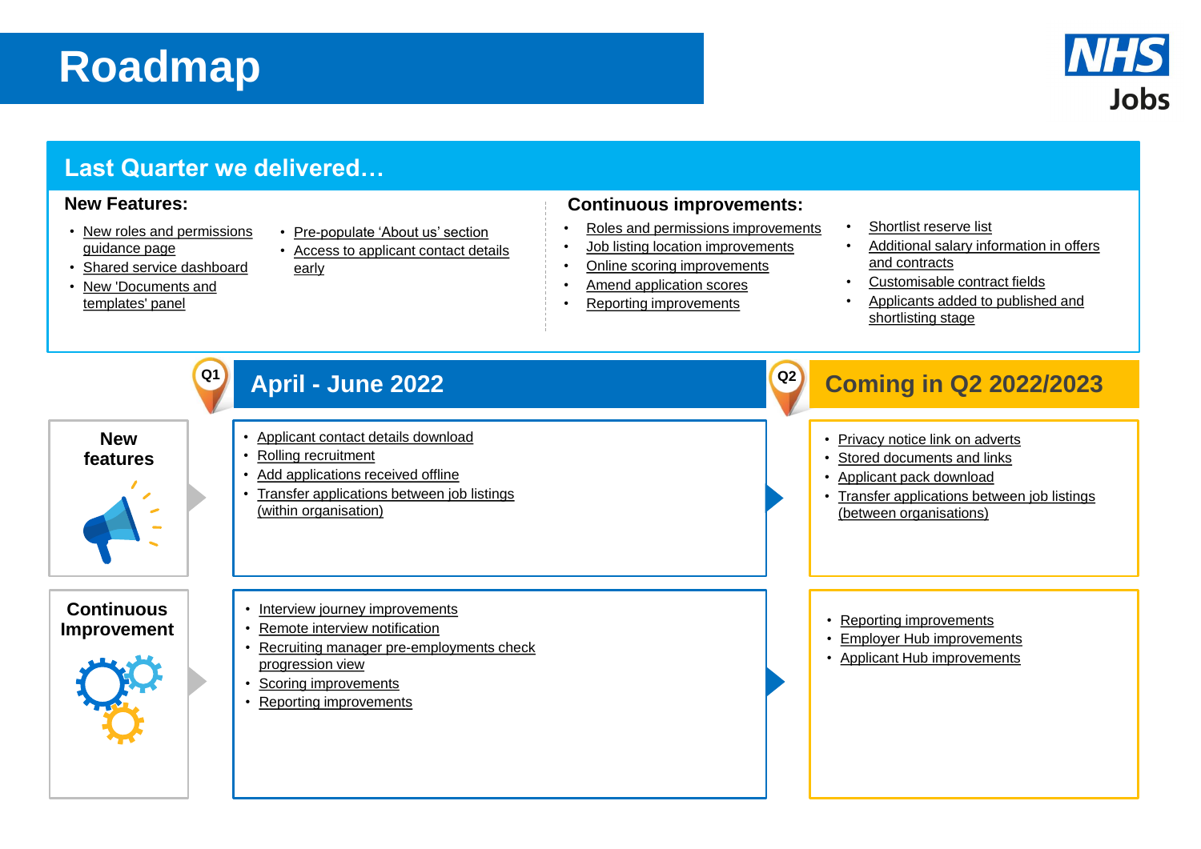# Roadmap

NHS Jobs

## Last Quarter we delivered…

### New Features:

- New roles and permissions guidance page
- Shared service dashboard
- New 'Documents and templates' panel
- Pre-populate 'About us' section
- Access to applicant contact details early

### Continuous improvements:

- Roles and permissions improvements
- Job listing location improvements
- Online scoring improvements
- Amend application scores
- Reporting improvements
- Shortlist reserve list
- Additional salary information in offers and contracts
- Customisable contract fields
- Applicants added to published and shortlisting stage

## Q1 April - June 2022

### New features

- Applicant contact details download
- Rolling recruitment
- Add applications received offline
- Transfer applications between job listings (within organisation)

### Continuous Improvement

- Interview journey improvements
- Remote interview notification
- Recruiting manager pre-employments check progression view
- Scoring improvements
- Reporting improvements

## Q2 Coming in Q2 2022/2023

### New features

- Privacy notice link on adverts
- Stored documents and links
- Applicant pack download
- Transfer applications between job listings (between organisations)

### Continuous Improvement

- Reporting improvements
- Employer Hub improvements
- Applicant Hub improvements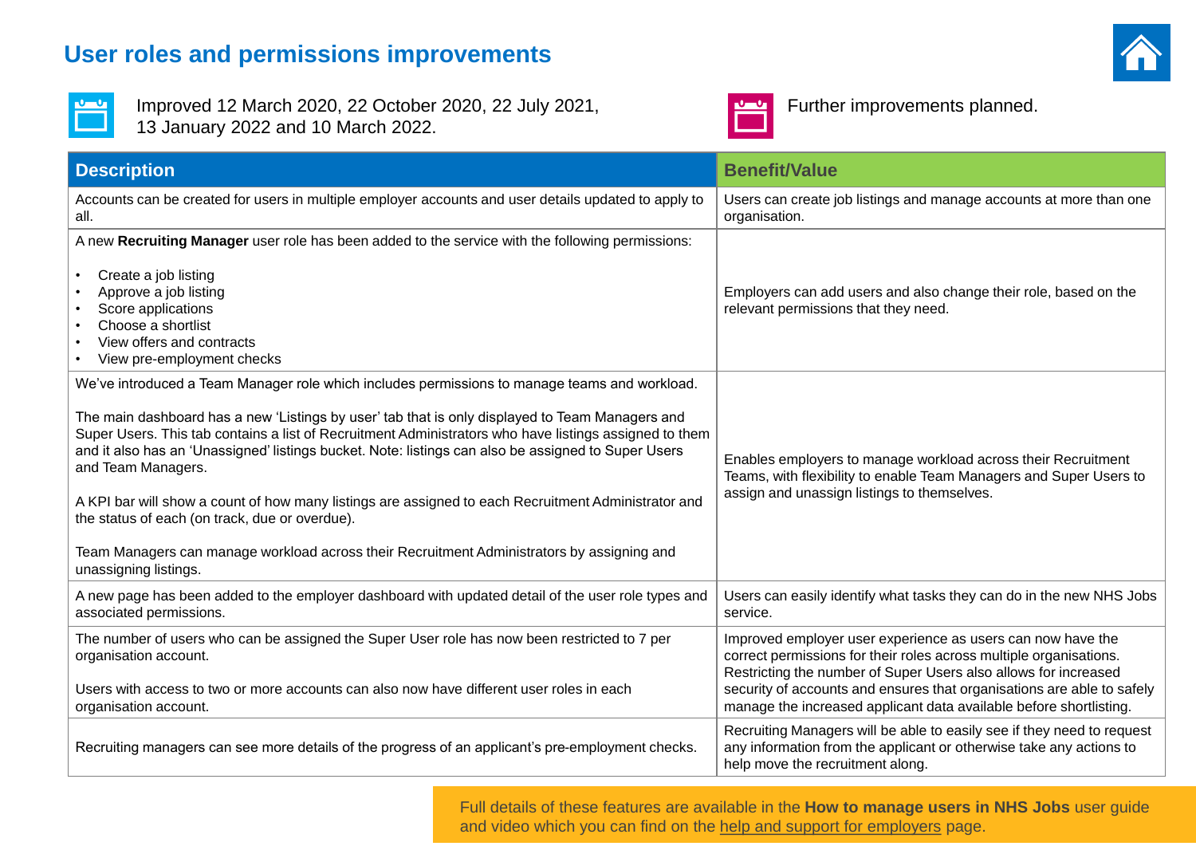# User roles and permissions improvements

Improved 12 March 2020, 22 October 2020, 22 July 2021, 13 January 2022 and 10 March 2022.

Further improvements planned.

| Description | Benefit/Value |
|---|---|
| Accounts can be created for users in multiple employer accounts and user details updated to apply to all. | Users can create job listings and manage accounts at more than one organisation. |
| A new **Recruiting Manager** user role has been added to the service with the following permissions:<br><br>• Create a job listing<br>• Approve a job listing<br>• Score applications<br>• Choose a shortlist<br>• View offers and contracts<br>• View pre-employment checks | Employers can add users and also change their role, based on the relevant permissions that they need. |
| We've introduced a Team Manager role which includes permissions to manage teams and workload.<br><br>The main dashboard has a new 'Listings by user' tab that is only displayed to Team Managers and Super Users. This tab contains a list of Recruitment Administrators who have listings assigned to them and it also has an 'Unassigned' listings bucket. Note: listings can also be assigned to Super Users and Team Managers.<br><br>A KPI bar will show a count of how many listings are assigned to each Recruitment Administrator and the status of each (on track, due or overdue).<br><br>Team Managers can manage workload across their Recruitment Administrators by assigning and unassigning listings. | Enables employers to manage workload across their Recruitment Teams, with flexibility to enable Team Managers and Super Users to assign and unassign listings to themselves. |
| A new page has been added to the employer dashboard with updated detail of the user role types and associated permissions. | Users can easily identify what tasks they can do in the new NHS Jobs service. |
| The number of users who can be assigned the Super User role has now been restricted to 7 per organisation account.<br><br>Users with access to two or more accounts can also now have different user roles in each organisation account. | Improved employer user experience as users can now have the correct permissions for their roles across multiple organisations. Restricting the number of Super Users also allows for increased security of accounts and ensures that organisations are able to safely manage the increased applicant data available before shortlisting. |
| Recruiting managers can see more details of the progress of an applicant's pre-employment checks. | Recruiting Managers will be able to easily see if they need to request any information from the applicant or otherwise take any actions to help move the recruitment along. |

Full details of these features are available in the **How to manage users in NHS Jobs** user guide and video which you can find on the help and support for employers page.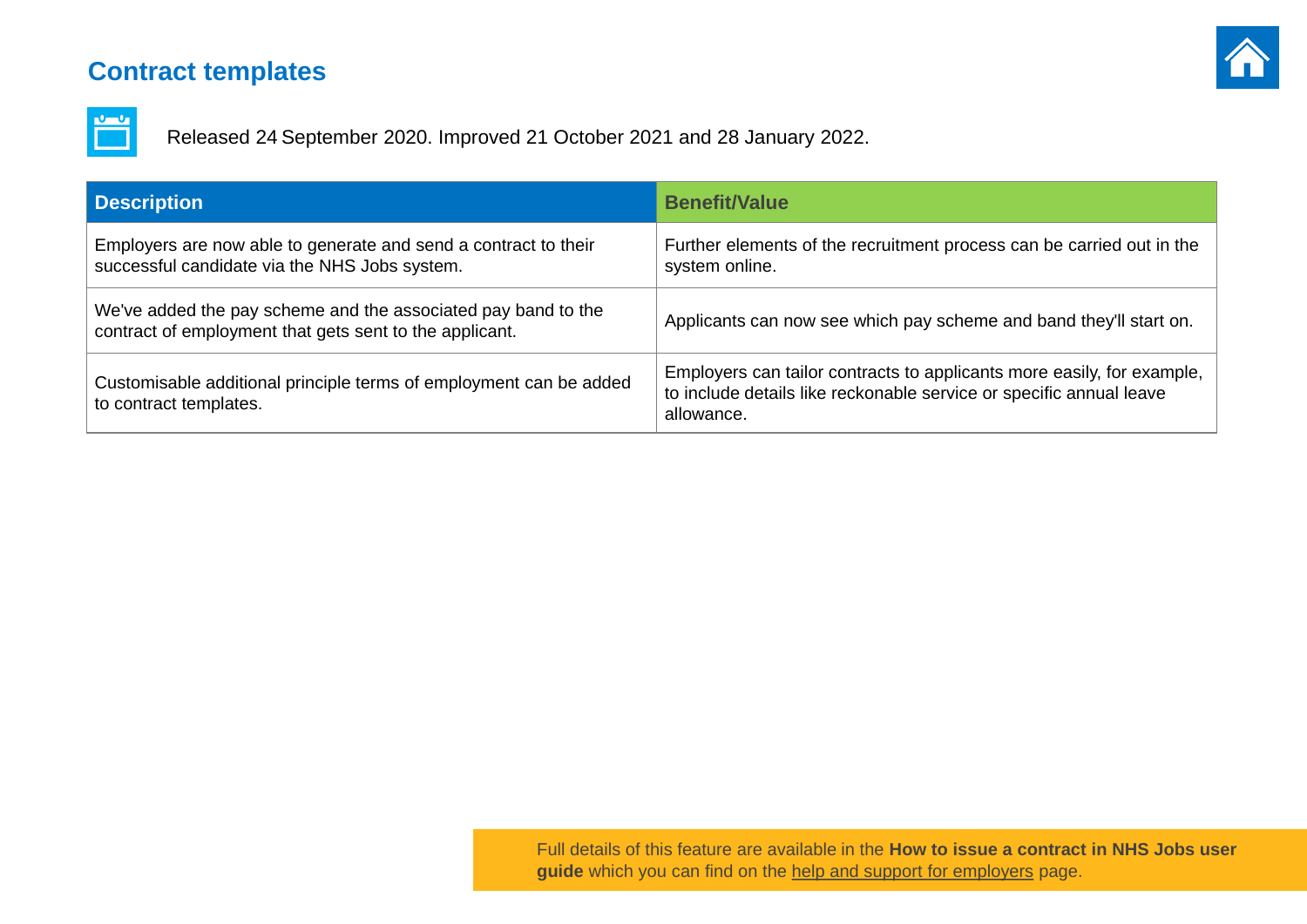## Contract templates

Released 24 September 2020. Improved 21 October 2021 and 28 January 2022.

| Description | Benefit/Value |
|---|---|
| Employers are now able to generate and send a contract to their successful candidate via the NHS Jobs system. | Further elements of the recruitment process can be carried out in the system online. |
| We've added the pay scheme and the associated pay band to the contract of employment that gets sent to the applicant. | Applicants can now see which pay scheme and band they'll start on. |
| Customisable additional principle terms of employment can be added to contract templates. | Employers can tailor contracts to applicants more easily, for example, to include details like reckonable service or specific annual leave allowance. |

Full details of this feature are available in the **How to issue a contract in NHS Jobs user guide** which you can find on the help and support for employers page.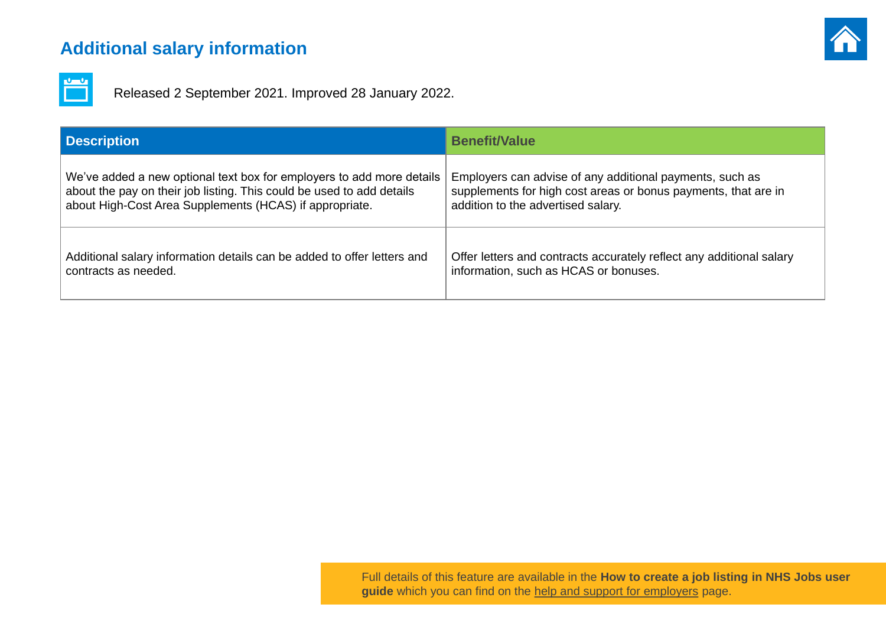## Additional salary information

Released 2 September 2021. Improved 28 January 2022.

| Description | Benefit/Value |
|---|---|
| We've added a new optional text box for employers to add more details about the pay on their job listing. This could be used to add details about High-Cost Area Supplements (HCAS) if appropriate. | Employers can advise of any additional payments, such as supplements for high cost areas or bonus payments, that are in addition to the advertised salary. |
| Additional salary information details can be added to offer letters and contracts as needed. | Offer letters and contracts accurately reflect any additional salary information, such as HCAS or bonuses. |

Full details of this feature are available in the **How to create a job listing in NHS Jobs user guide** which you can find on the help and support for employers page.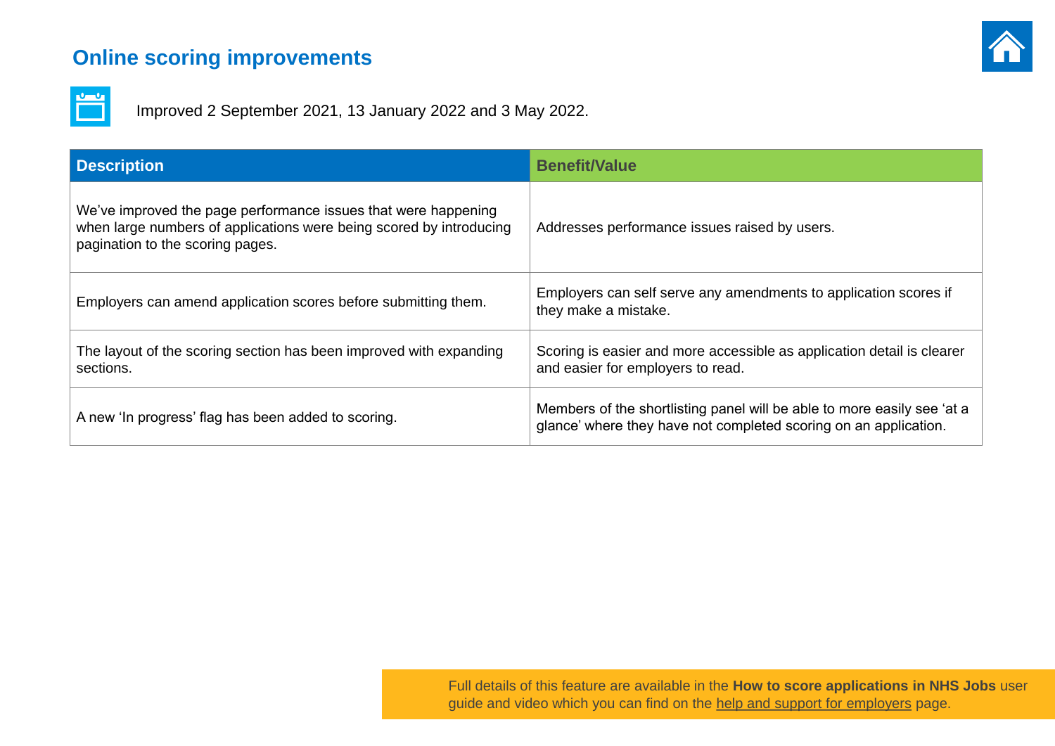## Online scoring improvements

Improved 2 September 2021, 13 January 2022 and 3 May 2022.

| Description | Benefit/Value |
| --- | --- |
| We’ve improved the page performance issues that were happening when large numbers of applications were being scored by introducing pagination to the scoring pages. | Addresses performance issues raised by users. |
| Employers can amend application scores before submitting them. | Employers can self serve any amendments to application scores if they make a mistake. |
| The layout of the scoring section has been improved with expanding sections. | Scoring is easier and more accessible as application detail is clearer and easier for employers to read. |
| A new ‘In progress’ flag has been added to scoring. | Members of the shortlisting panel will be able to more easily see ‘at a glance’ where they have not completed scoring on an application. |

Full details of this feature are available in the **How to score applications in NHS Jobs** user guide and video which you can find on the help and support for employers page.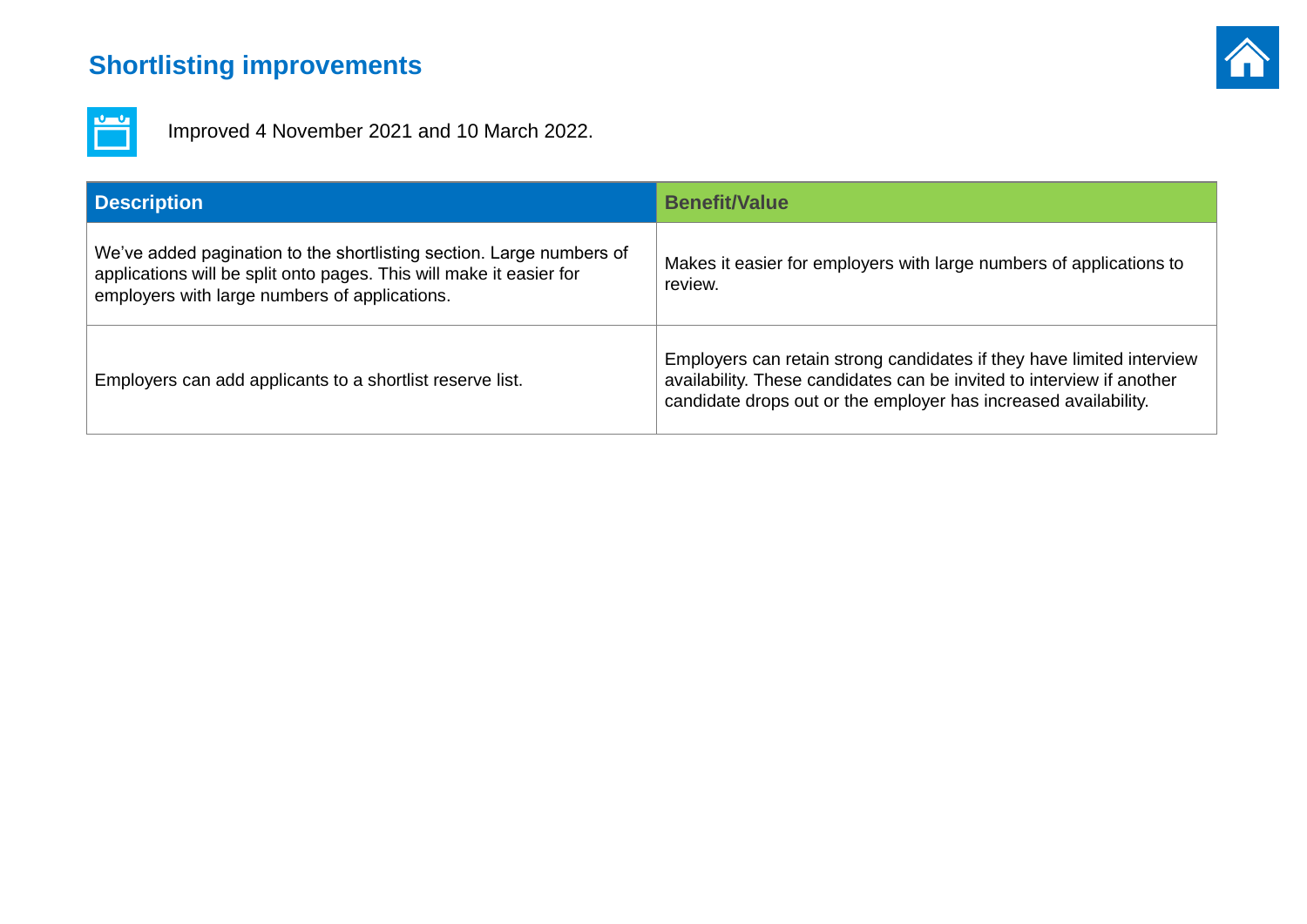## Shortlisting improvements

Improved 4 November 2021 and 10 March 2022.

| Description | Benefit/Value |
|---|---|
| We've added pagination to the shortlisting section. Large numbers of applications will be split onto pages. This will make it easier for employers with large numbers of applications. | Makes it easier for employers with large numbers of applications to review. |
| Employers can add applicants to a shortlist reserve list. | Employers can retain strong candidates if they have limited interview availability. These candidates can be invited to interview if another candidate drops out or the employer has increased availability. |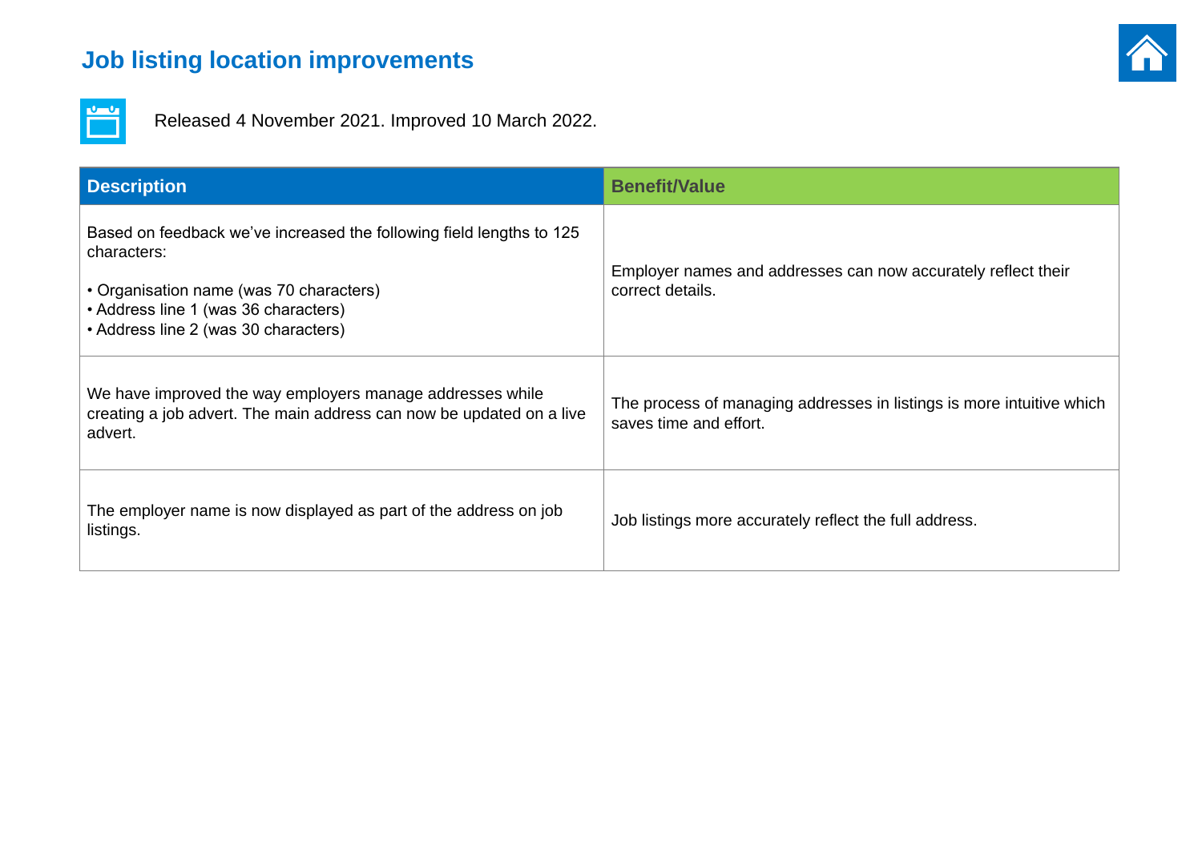## Job listing location improvements

Released 4 November 2021. Improved 10 March 2022.

| Description | Benefit/Value |
|---|---|
| Based on feedback we've increased the following field lengths to 125 characters:<br><br>• Organisation name (was 70 characters)<br>• Address line 1 (was 36 characters)<br>• Address line 2 (was 30 characters) | Employer names and addresses can now accurately reflect their correct details. |
| We have improved the way employers manage addresses while creating a job advert. The main address can now be updated on a live advert. | The process of managing addresses in listings is more intuitive which saves time and effort. |
| The employer name is now displayed as part of the address on job listings. | Job listings more accurately reflect the full address. |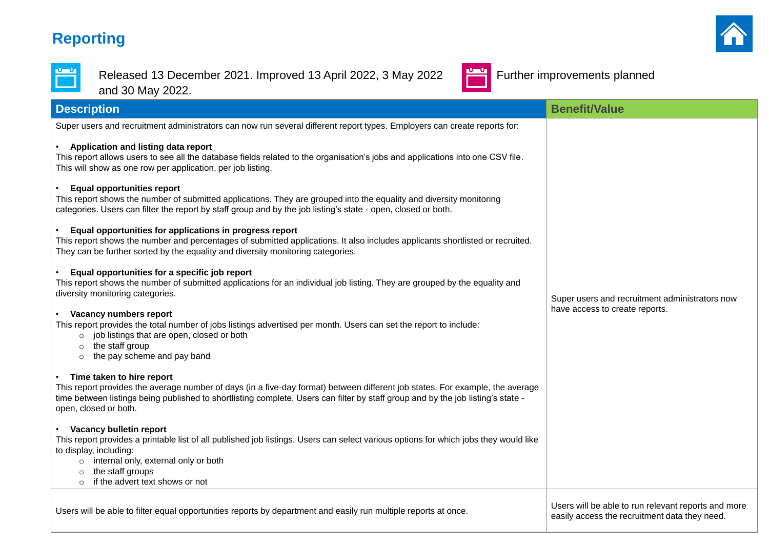# Reporting

Released 13 December 2021. Improved 13 April 2022, 3 May 2022 and 30 May 2022.

Further improvements planned

| Description | Benefit/Value |
| --- | --- |
| Super users and recruitment administrators can now run several different report types. Employers can create reports for:<br><br>• **Application and listing data report**<br>This report allows users to see all the database fields related to the organisation's jobs and applications into one CSV file. This will show as one row per application, per job listing.<br><br>• **Equal opportunities report**<br>This report shows the number of submitted applications. They are grouped into the equality and diversity monitoring categories. Users can filter the report by staff group and by the job listing's state - open, closed or both.<br><br>• **Equal opportunities for applications in progress report**<br>This report shows the number and percentages of submitted applications. It also includes applicants shortlisted or recruited. They can be further sorted by the equality and diversity monitoring categories.<br><br>• **Equal opportunities for a specific job report**<br>This report shows the number of submitted applications for an individual job listing. They are grouped by the equality and diversity monitoring categories.<br><br>• **Vacancy numbers report**<br>This report provides the total number of jobs listings advertised per month. Users can set the report to include:<br>○ job listings that are open, closed or both<br>○ the staff group<br>○ the pay scheme and pay band<br><br>• **Time taken to hire report**<br>This report provides the average number of days (in a five-day format) between different job states. For example, the average time between listings being published to shortlisting complete. Users can filter by staff group and by the job listing's state - open, closed or both.<br><br>• **Vacancy bulletin report**<br>This report provides a printable list of all published job listings. Users can select various options for which jobs they would like to display, including:<br>○ internal only, external only or both<br>○ the staff groups<br>○ if the advert text shows or not | Super users and recruitment administrators now have access to create reports. |
| Users will be able to filter equal opportunities reports by department and easily run multiple reports at once. | Users will be able to run relevant reports and more easily access the recruitment data they need. |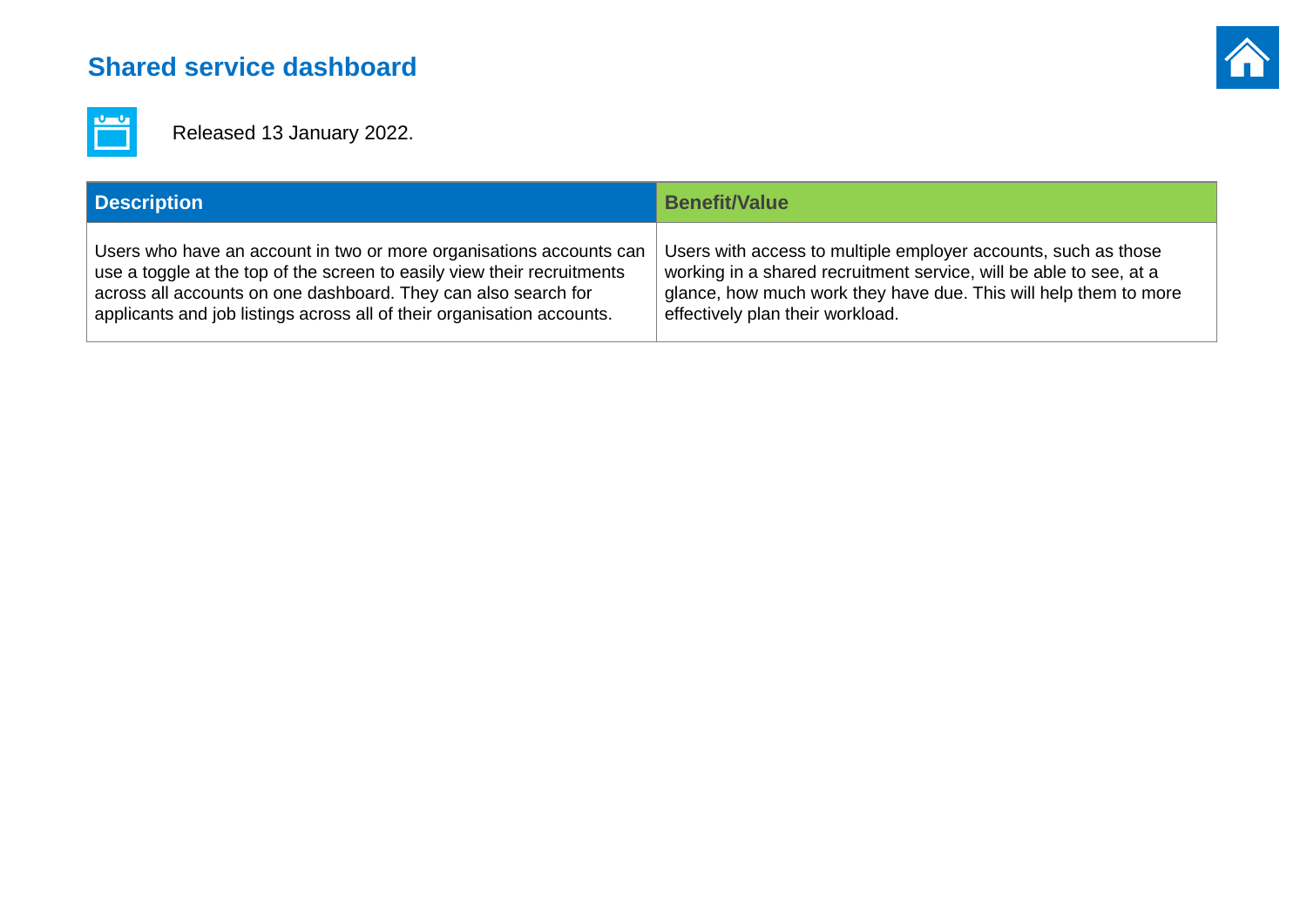# Shared service dashboard

Released 13 January 2022.

| Description | Benefit/Value |
| --- | --- |
| Users who have an account in two or more organisations accounts can use a toggle at the top of the screen to easily view their recruitments across all accounts on one dashboard. They can also search for applicants and job listings across all of their organisation accounts. | Users with access to multiple employer accounts, such as those working in a shared recruitment service, will be able to see, at a glance, how much work they have due. This will help them to more effectively plan their workload. |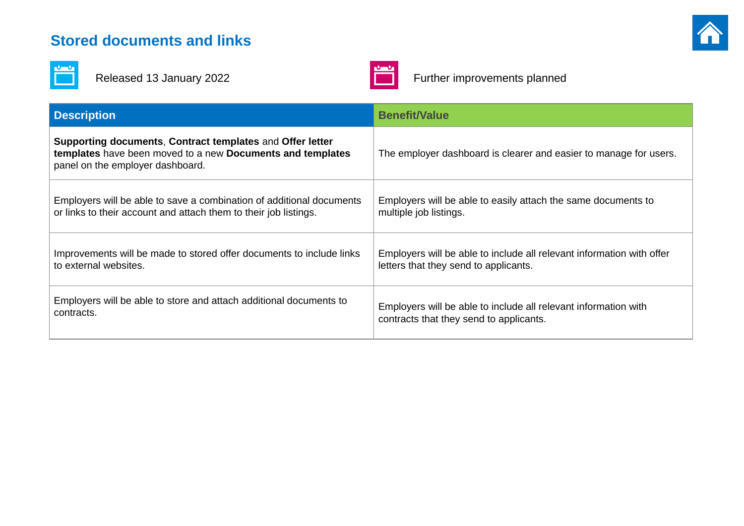## Stored documents and links

Released 13 January 2022

Further improvements planned

| Description | Benefit/Value |
| --- | --- |
| **Supporting documents**, **Contract templates** and **Offer letter templates** have been moved to a new **Documents and templates** panel on the employer dashboard. | The employer dashboard is clearer and easier to manage for users. |
| Employers will be able to save a combination of additional documents or links to their account and attach them to their job listings. | Employers will be able to easily attach the same documents to multiple job listings. |
| Improvements will be made to stored offer documents to include links to external websites. | Employers will be able to include all relevant information with offer letters that they send to applicants. |
| Employers will be able to store and attach additional documents to contracts. | Employers will be able to include all relevant information with contracts that they send to applicants. |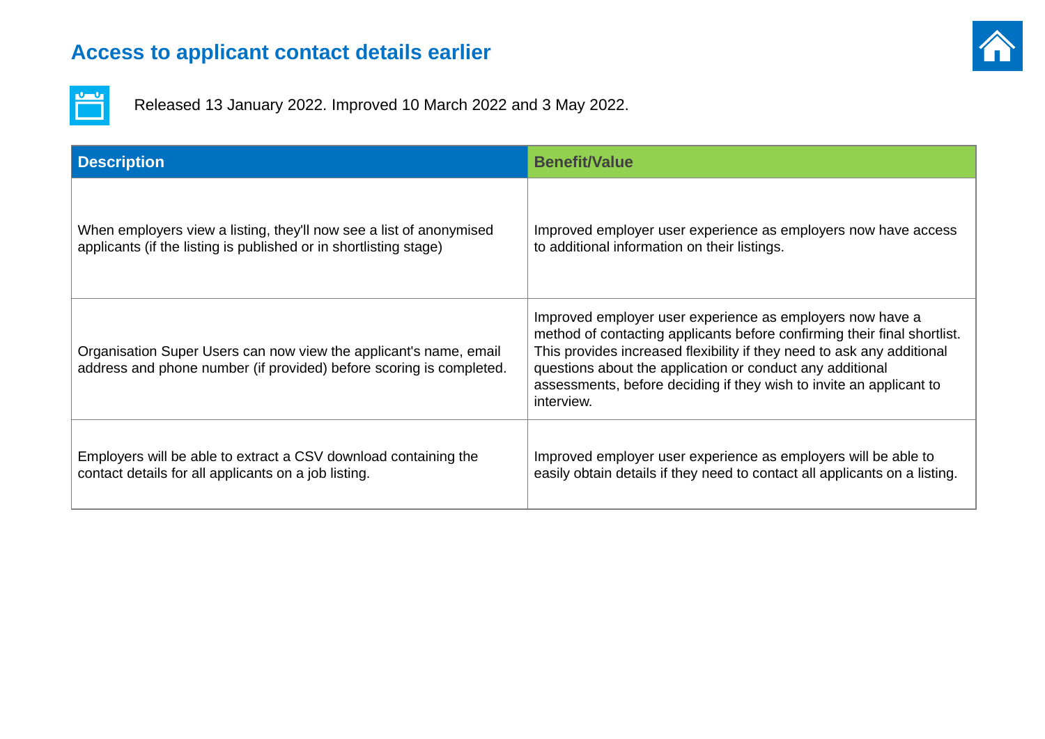## Access to applicant contact details earlier

Released 13 January 2022. Improved 10 March 2022 and 3 May 2022.

| Description | Benefit/Value |
| --- | --- |
| When employers view a listing, they'll now see a list of anonymised applicants (if the listing is published or in shortlisting stage) | Improved employer user experience as employers now have access to additional information on their listings. |
| Organisation Super Users can now view the applicant's name, email address and phone number (if provided) before scoring is completed. | Improved employer user experience as employers now have a method of contacting applicants before confirming their final shortlist. This provides increased flexibility if they need to ask any additional questions about the application or conduct any additional assessments, before deciding if they wish to invite an applicant to interview. |
| Employers will be able to extract a CSV download containing the contact details for all applicants on a job listing. | Improved employer user experience as employers will be able to easily obtain details if they need to contact all applicants on a listing. |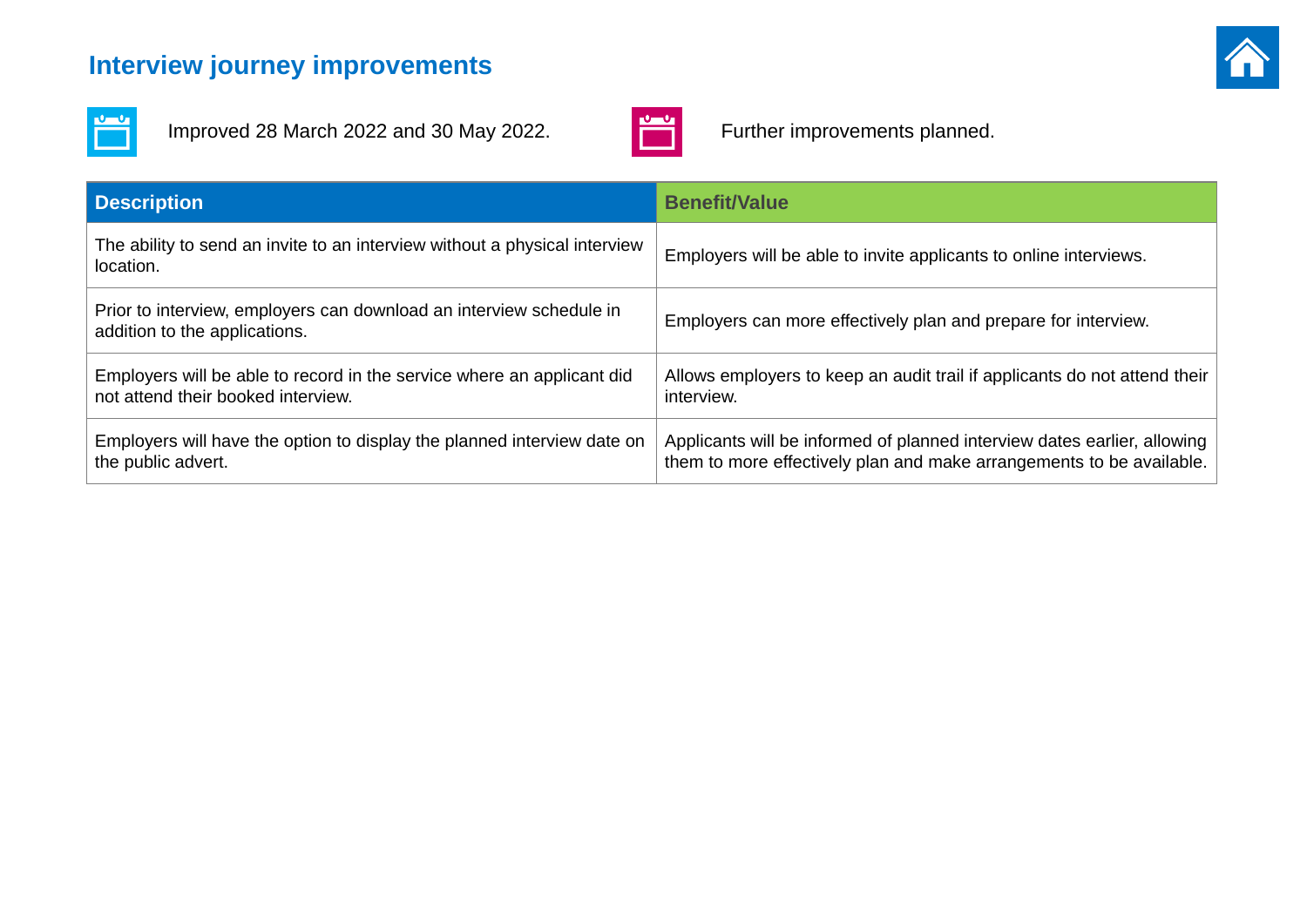## Interview journey improvements

Improved 28 March 2022 and 30 May 2022.

Further improvements planned.

| Description | Benefit/Value |
| --- | --- |
| The ability to send an invite to an interview without a physical interview location. | Employers will be able to invite applicants to online interviews. |
| Prior to interview, employers can download an interview schedule in addition to the applications. | Employers can more effectively plan and prepare for interview. |
| Employers will be able to record in the service where an applicant did not attend their booked interview. | Allows employers to keep an audit trail if applicants do not attend their interview. |
| Employers will have the option to display the planned interview date on the public advert. | Applicants will be informed of planned interview dates earlier, allowing them to more effectively plan and make arrangements to be available. |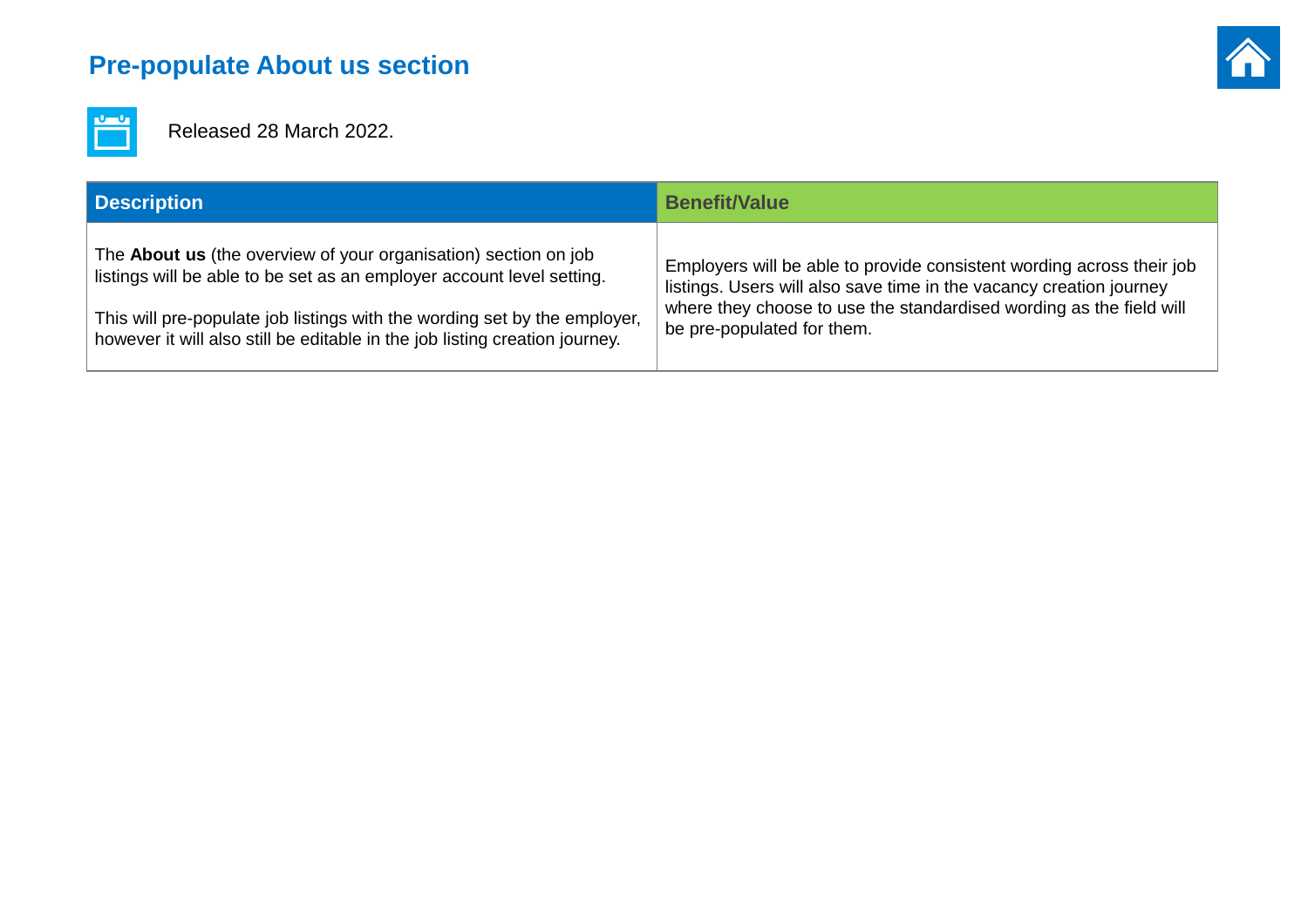## Pre-populate About us section

Released 28 March 2022.

| Description | Benefit/Value |
|---|---|
| The **About us** (the overview of your organisation) section on job listings will be able to be set as an employer account level setting.<br><br>This will pre-populate job listings with the wording set by the employer, however it will also still be editable in the job listing creation journey. | Employers will be able to provide consistent wording across their job listings. Users will also save time in the vacancy creation journey where they choose to use the standardised wording as the field will be pre-populated for them. |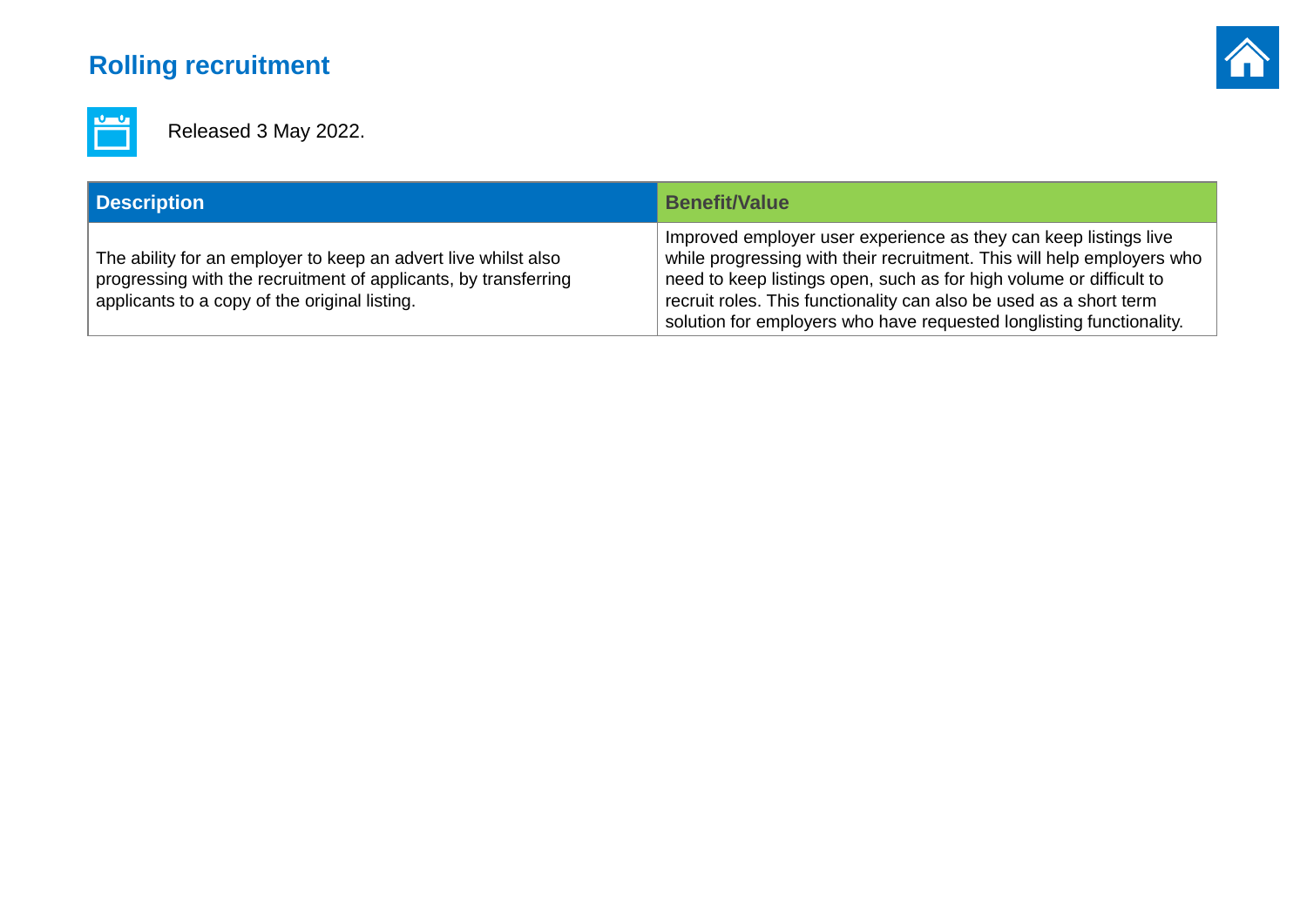## Rolling recruitment

Released 3 May 2022.

| Description | Benefit/Value |
| --- | --- |
| The ability for an employer to keep an advert live whilst also progressing with the recruitment of applicants, by transferring applicants to a copy of the original listing. | Improved employer user experience as they can keep listings live while progressing with their recruitment. This will help employers who need to keep listings open, such as for high volume or difficult to recruit roles. This functionality can also be used as a short term solution for employers who have requested longlisting functionality. |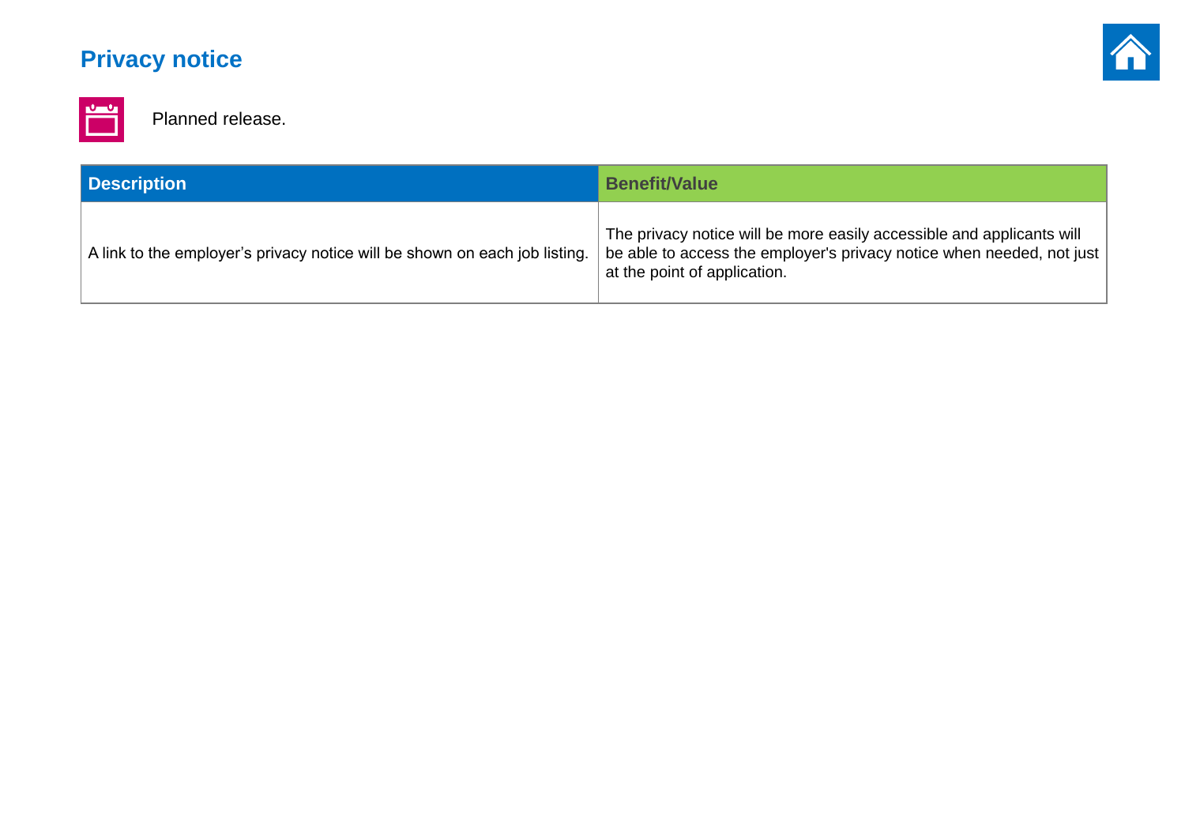## Privacy notice

Planned release.

| Description | Benefit/Value |
| --- | --- |
| A link to the employer’s privacy notice will be shown on each job listing. | The privacy notice will be more easily accessible and applicants will be able to access the employer's privacy notice when needed, not just at the point of application. |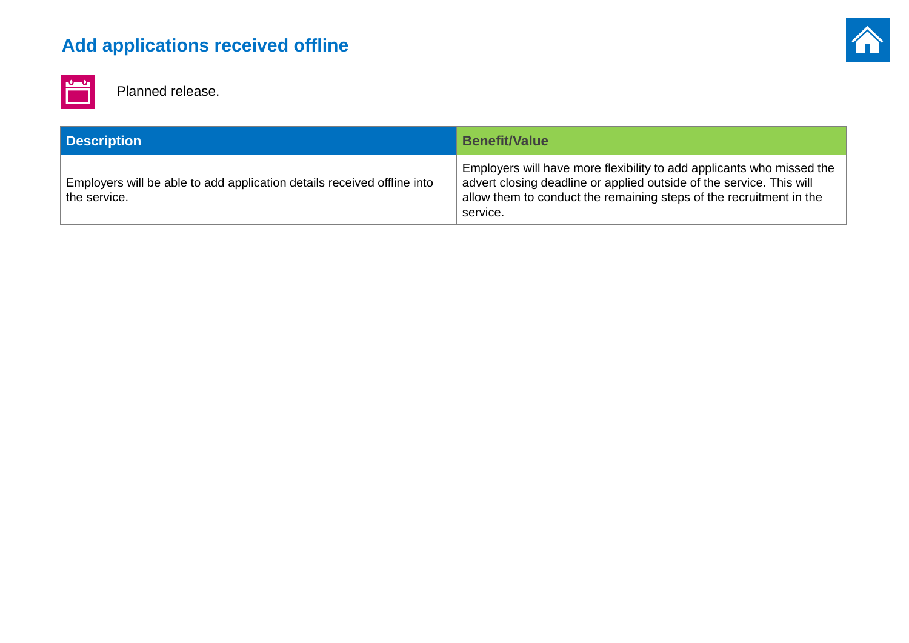## Add applications received offline

Planned release.

| Description | Benefit/Value |
| --- | --- |
| Employers will be able to add application details received offline into the service. | Employers will have more flexibility to add applicants who missed the advert closing deadline or applied outside of the service. This will allow them to conduct the remaining steps of the recruitment in the service. |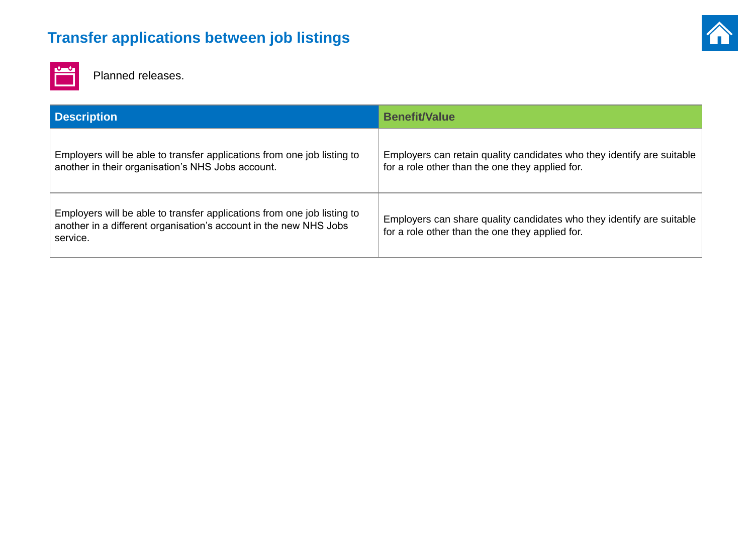# Transfer applications between job listings

Planned releases.

| Description | Benefit/Value |
|---|---|
| Employers will be able to transfer applications from one job listing to another in their organisation's NHS Jobs account. | Employers can retain quality candidates who they identify are suitable for a role other than the one they applied for. |
| Employers will be able to transfer applications from one job listing to another in a different organisation's account in the new NHS Jobs service. | Employers can share quality candidates who they identify are suitable for a role other than the one they applied for. |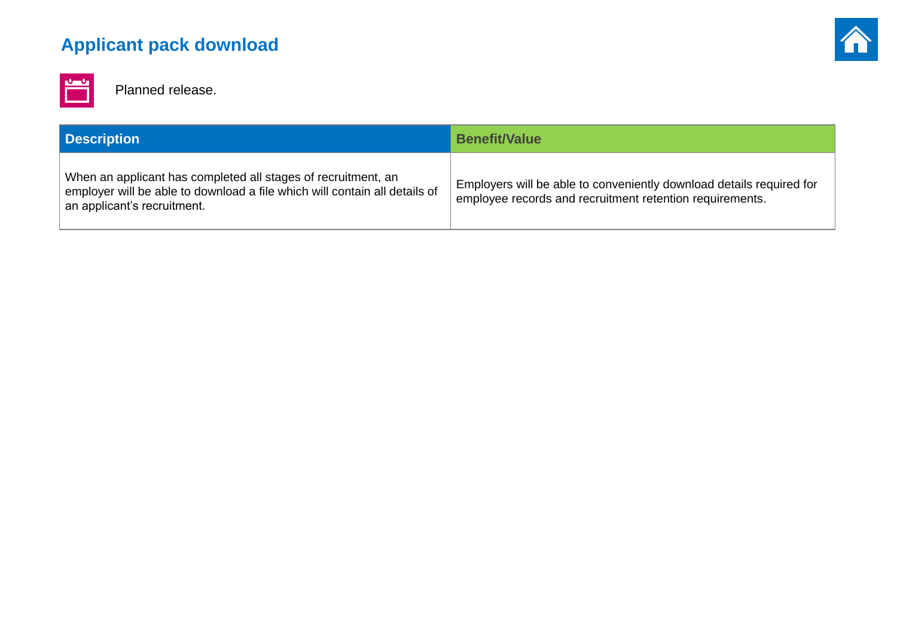## Applicant pack download

Planned release.

| Description | Benefit/Value |
|---|---|
| When an applicant has completed all stages of recruitment, an employer will be able to download a file which will contain all details of an applicant’s recruitment. | Employers will be able to conveniently download details required for employee records and recruitment retention requirements. |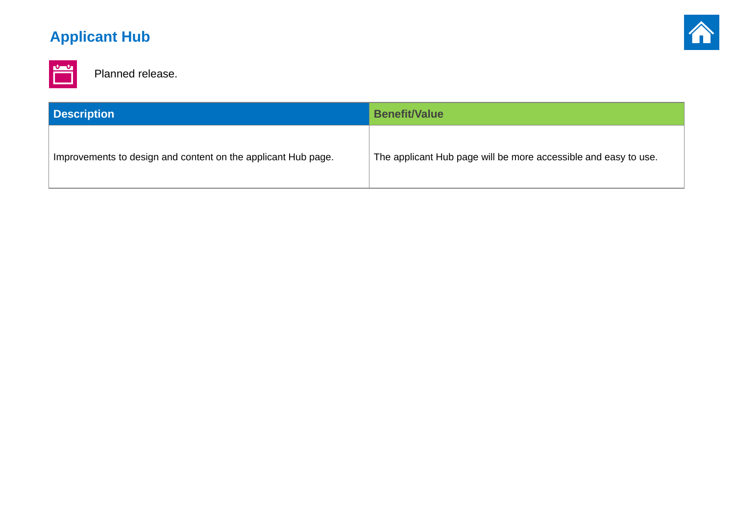## Applicant Hub

Planned release.

| Description | Benefit/Value |
| --- | --- |
| Improvements to design and content on the applicant Hub page. | The applicant Hub page will be more accessible and easy to use. |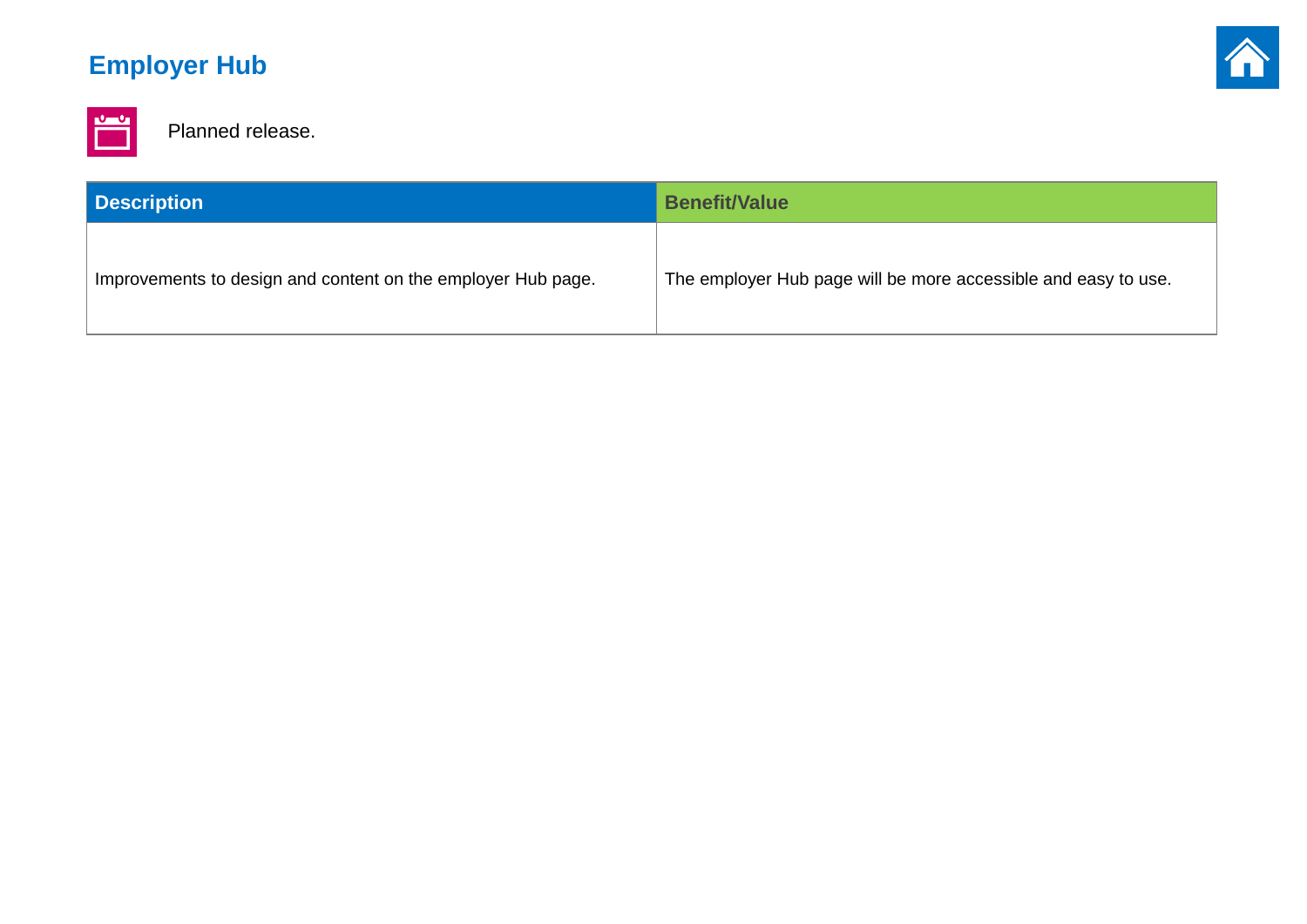## Employer Hub

Planned release.

| Description | Benefit/Value |
| --- | --- |
| Improvements to design and content on the employer Hub page. | The employer Hub page will be more accessible and easy to use. |